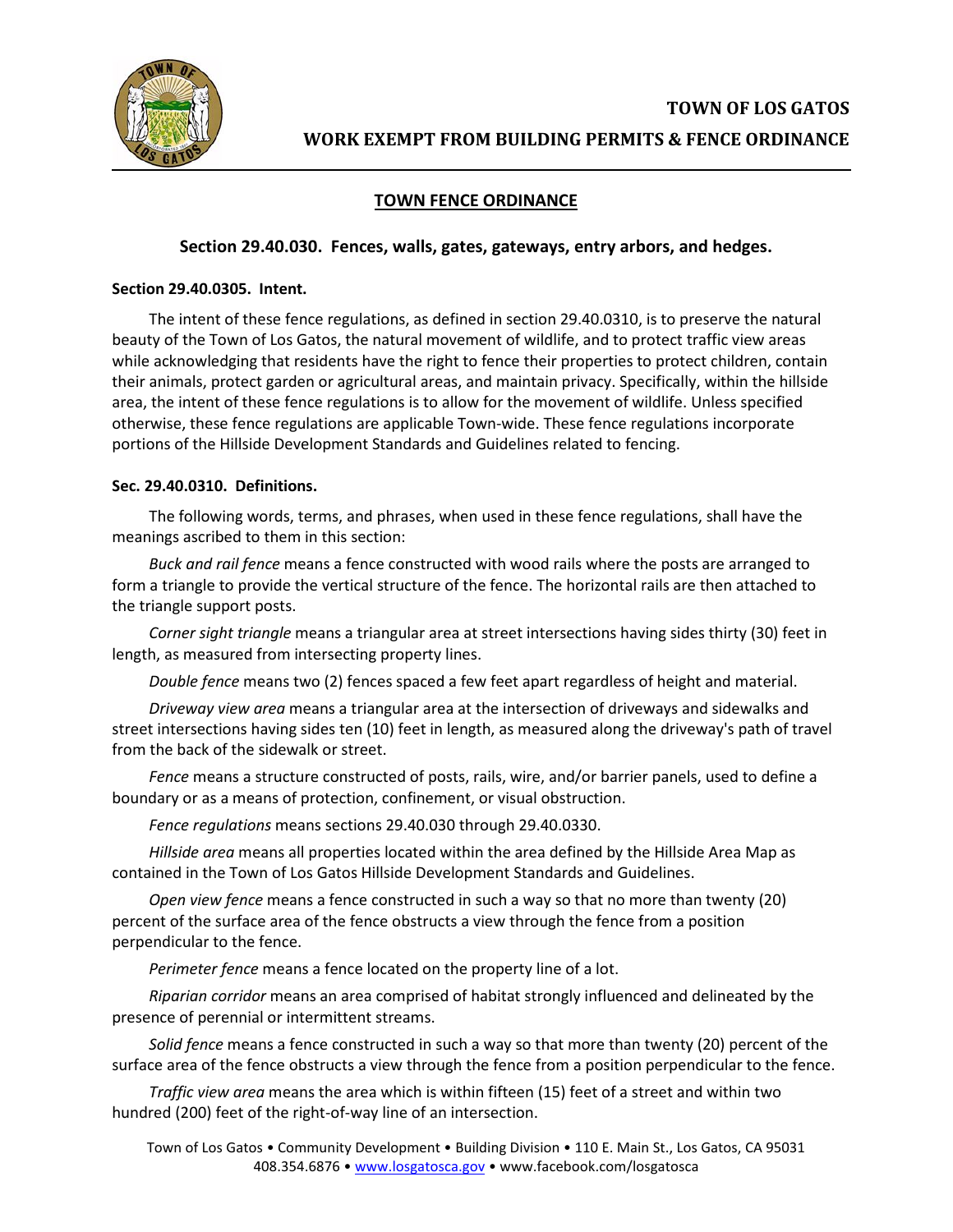# TOWN OF LOS GATOS

## WORK EXEMPT FROM BUILDING PERMITS & FENCE ORDINANCE

## TOWN FENCE ORDINANCE

### Section 29.40.030. Fences, walls, gates, gateways, entry arbors, and hedges.

**Section 29.40.0305. Intent.**

The intent of these fence regulations, as defined in section 29.40.0310, is to preserve the natural beauty of the Town of Los Gatos, the natural movement of wildlife, and to protect traffic view areas while acknowledging that residents have the right to fence their properties to protect children, contain their animals, protect garden or agricultural areas, and maintain privacy. Specifically, within the hillside area, the intent of these fence regulations is to allow for the movement of wildlife. Unless specified otherwise, these fence regulations are applicable Town-wide. These fence regulations incorporate portions of the Hillside Development Standards and Guidelines related to fencing.

**Sec. 29.40.0310. Definitions.**

The following words, terms, and phrases, when used in these fence regulations, shall have the meanings ascribed to them in this section:

*Buck and rail fence* means a fence constructed with wood rails where the posts are arranged to form a triangle to provide the vertical structure of the fence. The horizontal rails are then attached to the triangle support posts.

*Corner sight triangle* means a triangular area at street intersections having sides thirty (30) feet in length, as measured from intersecting property lines.

*Double fence* means two (2) fences spaced a few feet apart regardless of height and material.

*Driveway view area* means a triangular area at the intersection of driveways and sidewalks and street intersections having sides ten (10) feet in length, as measured along the driveway's path of travel from the back of the sidewalk or street.

*Fence* means a structure constructed of posts, rails, wire, and/or barrier panels, used to define a boundary or as a means of protection, confinement, or visual obstruction.

*Fence regulations* means sections 29.40.030 through 29.40.0330.

*Hillside area* means all properties located within the area defined by the Hillside Area Map as contained in the Town of Los Gatos Hillside Development Standards and Guidelines.

*Open view fence* means a fence constructed in such a way so that no more than twenty (20) percent of the surface area of the fence obstructs a view through the fence from a position perpendicular to the fence.

*Perimeter fence* means a fence located on the property line of a lot.

*Riparian corridor* means an area comprised of habitat strongly influenced and delineated by the presence of perennial or intermittent streams.

*Solid fence* means a fence constructed in such a way so that more than twenty (20) percent of the surface area of the fence obstructs a view through the fence from a position perpendicular to the fence.

*Traffic view area* means the area which is within fifteen (15) feet of a street and within two hundred (200) feet of the right-of-way line of an intersection.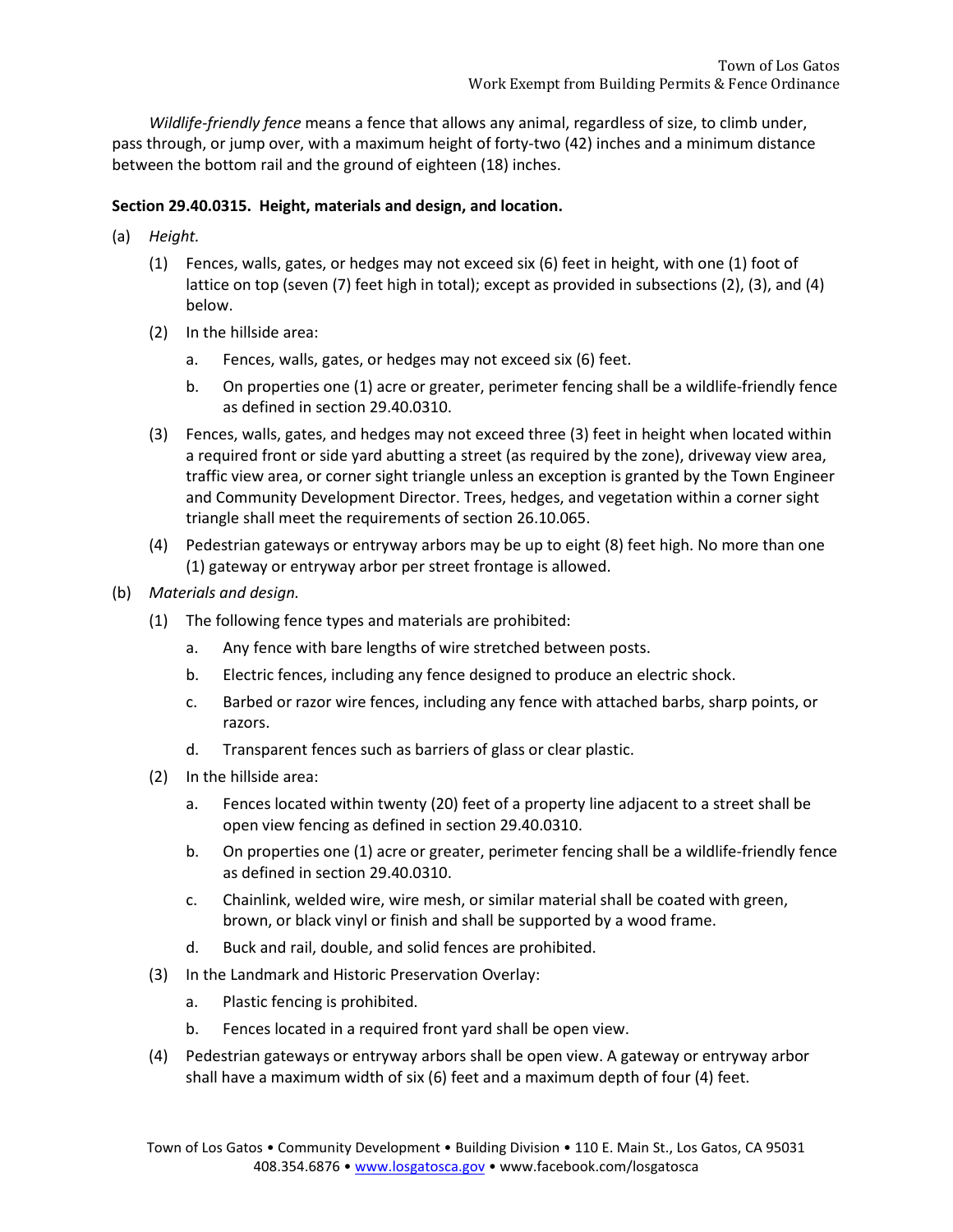*Wildlife-friendly fence* means a fence that allows any animal, regardless of size, to climb under, pass through, or jump over, with a maximum height of forty-two (42) inches and a minimum distance between the bottom rail and the ground of eighteen (18) inches.

**Section 29.40.0315. Height, materials and design, and location.**

(a) *Height.*

   (1) Fences, walls, gates, or hedges may not exceed six (6) feet in height, with one (1) foot of lattice on top (seven (7) feet high in total); except as provided in subsections (2), (3), and (4) below.

   (2) In the hillside area:

      a. Fences, walls, gates, or hedges may not exceed six (6) feet.

      b. On properties one (1) acre or greater, perimeter fencing shall be a wildlife-friendly fence as defined in section 29.40.0310.

   (3) Fences, walls, gates, and hedges may not exceed three (3) feet in height when located within a required front or side yard abutting a street (as required by the zone), driveway view area, traffic view area, or corner sight triangle unless an exception is granted by the Town Engineer and Community Development Director. Trees, hedges, and vegetation within a corner sight triangle shall meet the requirements of section 26.10.065.

   (4) Pedestrian gateways or entryway arbors may be up to eight (8) feet high. No more than one (1) gateway or entryway arbor per street frontage is allowed.

(b) *Materials and design.*

   (1) The following fence types and materials are prohibited:

      a. Any fence with bare lengths of wire stretched between posts.

      b. Electric fences, including any fence designed to produce an electric shock.

      c. Barbed or razor wire fences, including any fence with attached barbs, sharp points, or razors.

      d. Transparent fences such as barriers of glass or clear plastic.

   (2) In the hillside area:

      a. Fences located within twenty (20) feet of a property line adjacent to a street shall be open view fencing as defined in section 29.40.0310.

      b. On properties one (1) acre or greater, perimeter fencing shall be a wildlife-friendly fence as defined in section 29.40.0310.

      c. Chainlink, welded wire, wire mesh, or similar material shall be coated with green, brown, or black vinyl or finish and shall be supported by a wood frame.

      d. Buck and rail, double, and solid fences are prohibited.

   (3) In the Landmark and Historic Preservation Overlay:

      a. Plastic fencing is prohibited.

      b. Fences located in a required front yard shall be open view.

   (4) Pedestrian gateways or entryway arbors shall be open view. A gateway or entryway arbor shall have a maximum width of six (6) feet and a maximum depth of four (4) feet.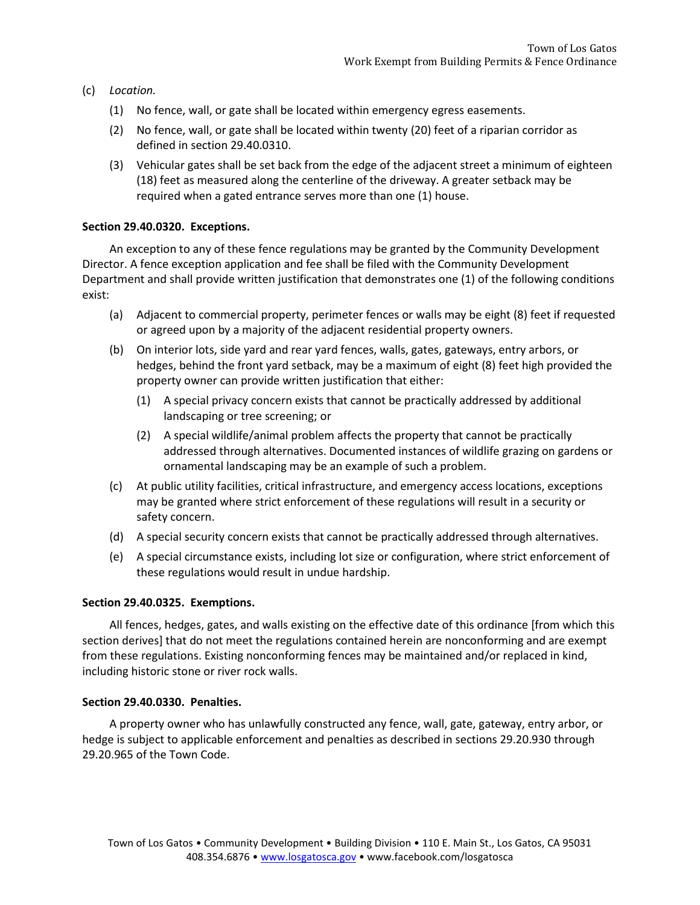(c) *Location.*

(1) No fence, wall, or gate shall be located within emergency egress easements.

(2) No fence, wall, or gate shall be located within twenty (20) feet of a riparian corridor as defined in section 29.40.0310.

(3) Vehicular gates shall be set back from the edge of the adjacent street a minimum of eighteen (18) feet as measured along the centerline of the driveway. A greater setback may be required when a gated entrance serves more than one (1) house.

**Section 29.40.0320. Exceptions.**

An exception to any of these fence regulations may be granted by the Community Development Director. A fence exception application and fee shall be filed with the Community Development Department and shall provide written justification that demonstrates one (1) of the following conditions exist:

(a) Adjacent to commercial property, perimeter fences or walls may be eight (8) feet if requested or agreed upon by a majority of the adjacent residential property owners.

(b) On interior lots, side yard and rear yard fences, walls, gates, gateways, entry arbors, or hedges, behind the front yard setback, may be a maximum of eight (8) feet high provided the property owner can provide written justification that either:

(1) A special privacy concern exists that cannot be practically addressed by additional landscaping or tree screening; or

(2) A special wildlife/animal problem affects the property that cannot be practically addressed through alternatives. Documented instances of wildlife grazing on gardens or ornamental landscaping may be an example of such a problem.

(c) At public utility facilities, critical infrastructure, and emergency access locations, exceptions may be granted where strict enforcement of these regulations will result in a security or safety concern.

(d) A special security concern exists that cannot be practically addressed through alternatives.

(e) A special circumstance exists, including lot size or configuration, where strict enforcement of these regulations would result in undue hardship.

**Section 29.40.0325. Exemptions.**

All fences, hedges, gates, and walls existing on the effective date of this ordinance [from which this section derives] that do not meet the regulations contained herein are nonconforming and are exempt from these regulations. Existing nonconforming fences may be maintained and/or replaced in kind, including historic stone or river rock walls.

**Section 29.40.0330. Penalties.**

A property owner who has unlawfully constructed any fence, wall, gate, gateway, entry arbor, or hedge is subject to applicable enforcement and penalties as described in sections 29.20.930 through 29.20.965 of the Town Code.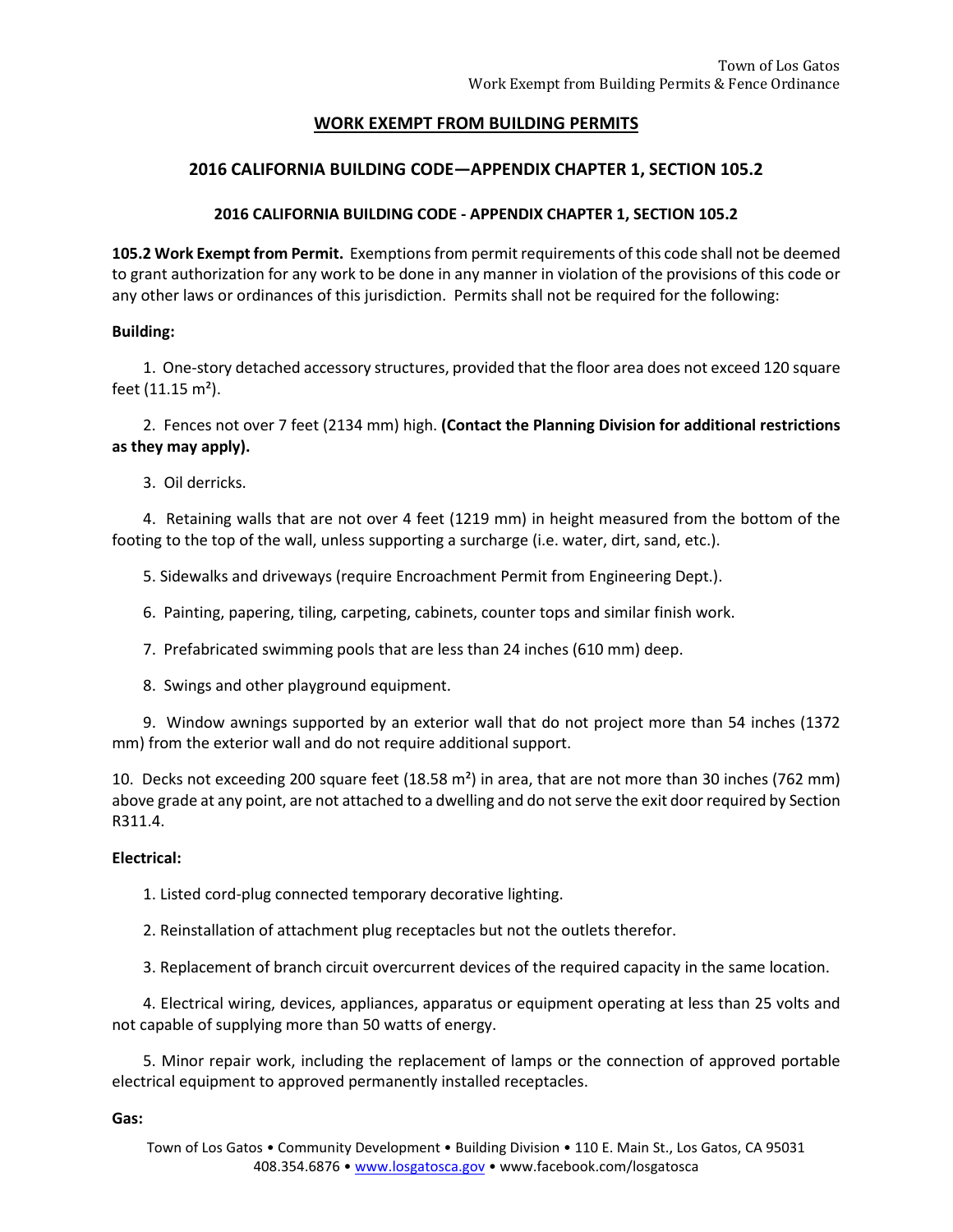## WORK EXEMPT FROM BUILDING PERMITS

### 2016 CALIFORNIA BUILDING CODE—APPENDIX CHAPTER 1, SECTION 105.2

#### 2016 CALIFORNIA BUILDING CODE - APPENDIX CHAPTER 1, SECTION 105.2

**105.2 Work Exempt from Permit.** Exemptions from permit requirements of this code shall not be deemed to grant authorization for any work to be done in any manner in violation of the provisions of this code or any other laws or ordinances of this jurisdiction. Permits shall not be required for the following:

**Building:**

1. One-story detached accessory structures, provided that the floor area does not exceed 120 square feet (11.15 m²).

2. Fences not over 7 feet (2134 mm) high. **(Contact the Planning Division for additional restrictions as they may apply).**

3. Oil derricks.

4. Retaining walls that are not over 4 feet (1219 mm) in height measured from the bottom of the footing to the top of the wall, unless supporting a surcharge (i.e. water, dirt, sand, etc.).

5. Sidewalks and driveways (require Encroachment Permit from Engineering Dept.).

6. Painting, papering, tiling, carpeting, cabinets, counter tops and similar finish work.

7. Prefabricated swimming pools that are less than 24 inches (610 mm) deep.

8. Swings and other playground equipment.

9. Window awnings supported by an exterior wall that do not project more than 54 inches (1372 mm) from the exterior wall and do not require additional support.

10. Decks not exceeding 200 square feet (18.58 m²) in area, that are not more than 30 inches (762 mm) above grade at any point, are not attached to a dwelling and do not serve the exit door required by Section R311.4.

**Electrical:**

1. Listed cord-plug connected temporary decorative lighting.

2. Reinstallation of attachment plug receptacles but not the outlets therefor.

3. Replacement of branch circuit overcurrent devices of the required capacity in the same location.

4. Electrical wiring, devices, appliances, apparatus or equipment operating at less than 25 volts and not capable of supplying more than 50 watts of energy.

5. Minor repair work, including the replacement of lamps or the connection of approved portable electrical equipment to approved permanently installed receptacles.

**Gas:**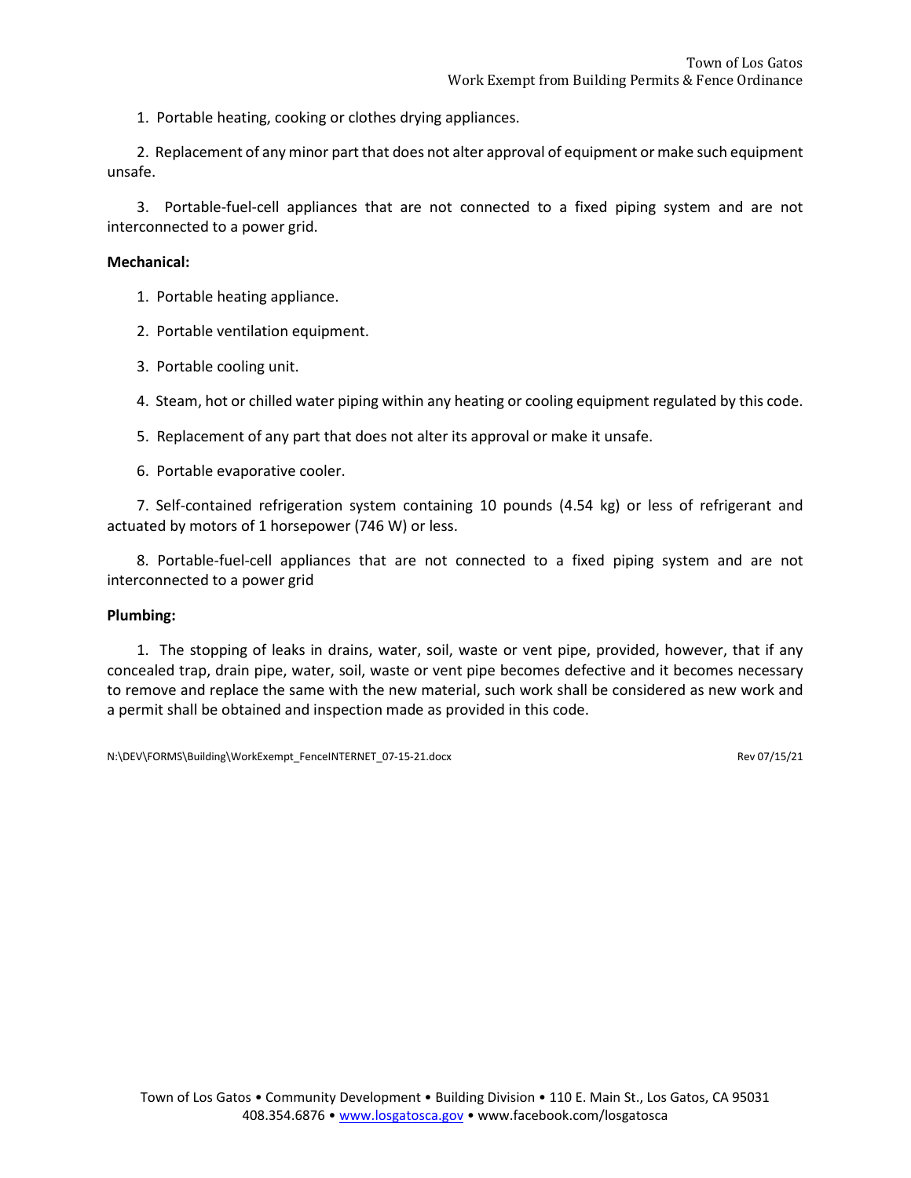1. Portable heating, cooking or clothes drying appliances.
2. Replacement of any minor part that does not alter approval of equipment or make such equipment unsafe.
3. Portable-fuel-cell appliances that are not connected to a fixed piping system and are not interconnected to a power grid.

**Mechanical:**

1. Portable heating appliance.
2. Portable ventilation equipment.
3. Portable cooling unit.
4. Steam, hot or chilled water piping within any heating or cooling equipment regulated by this code.
5. Replacement of any part that does not alter its approval or make it unsafe.
6. Portable evaporative cooler.
7. Self-contained refrigeration system containing 10 pounds (4.54 kg) or less of refrigerant and actuated by motors of 1 horsepower (746 W) or less.
8. Portable-fuel-cell appliances that are not connected to a fixed piping system and are not interconnected to a power grid

**Plumbing:**

1. The stopping of leaks in drains, water, soil, waste or vent pipe, provided, however, that if any concealed trap, drain pipe, water, soil, waste or vent pipe becomes defective and it becomes necessary to remove and replace the same with the new material, such work shall be considered as new work and a permit shall be obtained and inspection made as provided in this code.